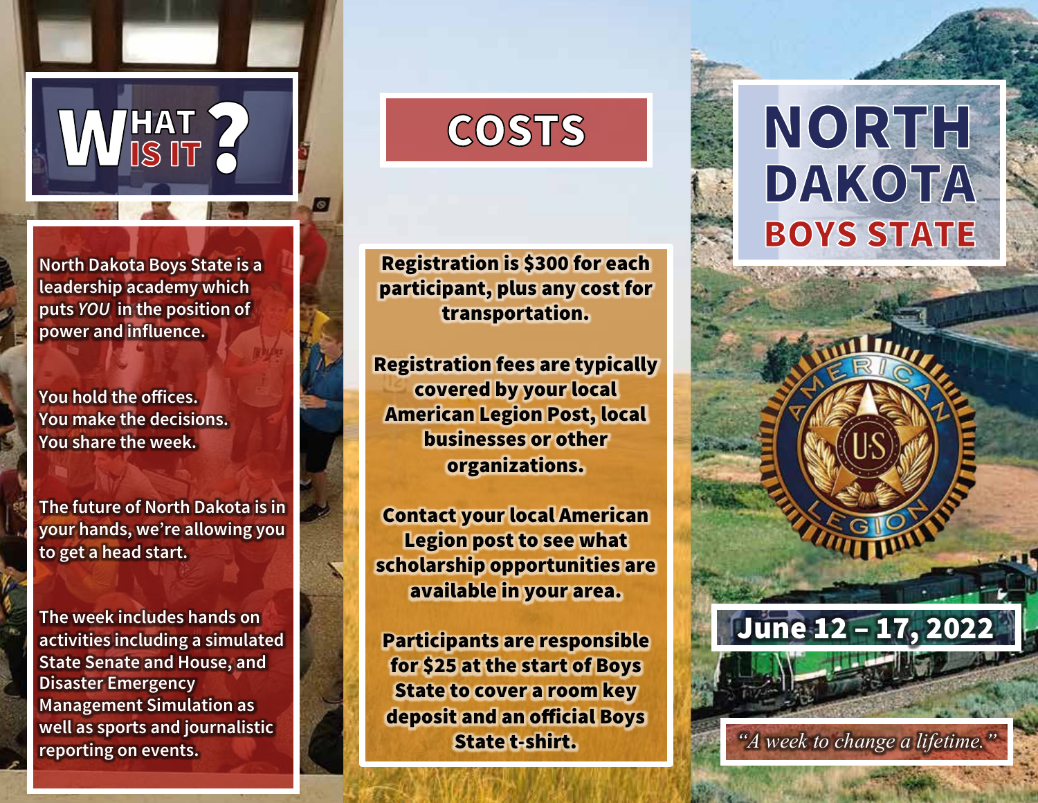# WHAT IS IT?

North Dakota Boys State is a leadership academy which puts *YOU* in the position of power and influence.

You hold the offices.
You make the decisions.
You share the week.

The future of North Dakota is in your hands, we're allowing you to get a head start.

The week includes hands on activities including a simulated State Senate and House, and Disaster Emergency Management Simulation as well as sports and journalistic reporting on events.

# COSTS

**Registration is $300 for each participant, plus any cost for transportation.**

**Registration fees are typically covered by your local American Legion Post, local businesses or other organizations.**

**Contact your local American Legion post to see what scholarship opportunities are available in your area.**

**Participants are responsible for $25 at the start of Boys State to cover a room key deposit and an official Boys State t-shirt.**

# NORTH DAKOTA BOYS STATE

AMERICAN LEGION U.S.

**June 12 – 17, 2022**

*"A week to change a lifetime."*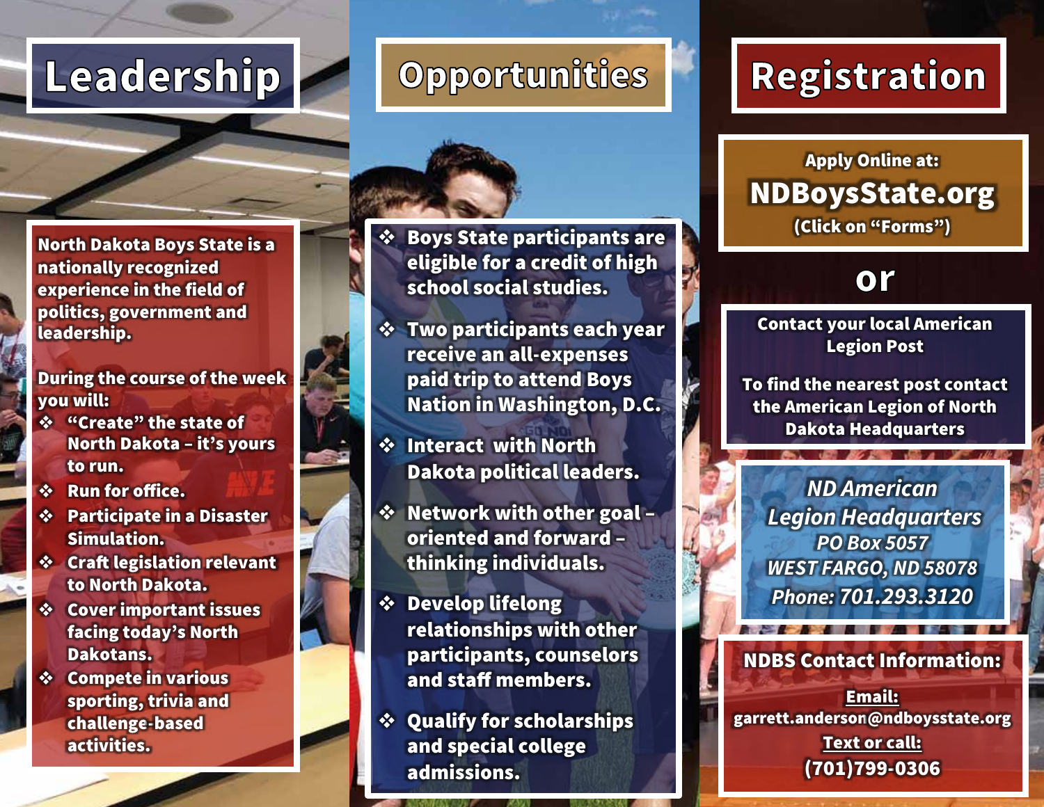# Leadership

**North Dakota Boys State is a nationally recognized experience in the field of politics, government and leadership.**

**During the course of the week you will:**

- "Create" the state of North Dakota – it's yours to run.
- Run for office.
- Participate in a Disaster Simulation.
- Craft legislation relevant to North Dakota.
- Cover important issues facing today's North Dakotans.
- Compete in various sporting, trivia and challenge-based activities.

# Opportunities

- Boys State participants are eligible for a credit of high school social studies.
- Two participants each year receive an all-expenses paid trip to attend Boys Nation in Washington, D.C.
- Interact with North Dakota political leaders.
- Network with other goal – oriented and forward – thinking individuals.
- Develop lifelong relationships with other participants, counselors and staff members.
- Qualify for scholarships and special college admissions.

# Registration

**Apply Online at:**

**NDBoysState.org**

**(Click on "Forms")**

**or**

**Contact your local American Legion Post**

**To find the nearest post contact the American Legion of North Dakota Headquarters**

***ND American Legion Headquarters***
***PO Box 5057***
***WEST FARGO, ND 58078***
***Phone: 701.293.3120***

**NDBS Contact Information:**

**Email:**
garrett.anderson@ndboysstate.org

**Text or call:**
(701)799-0306